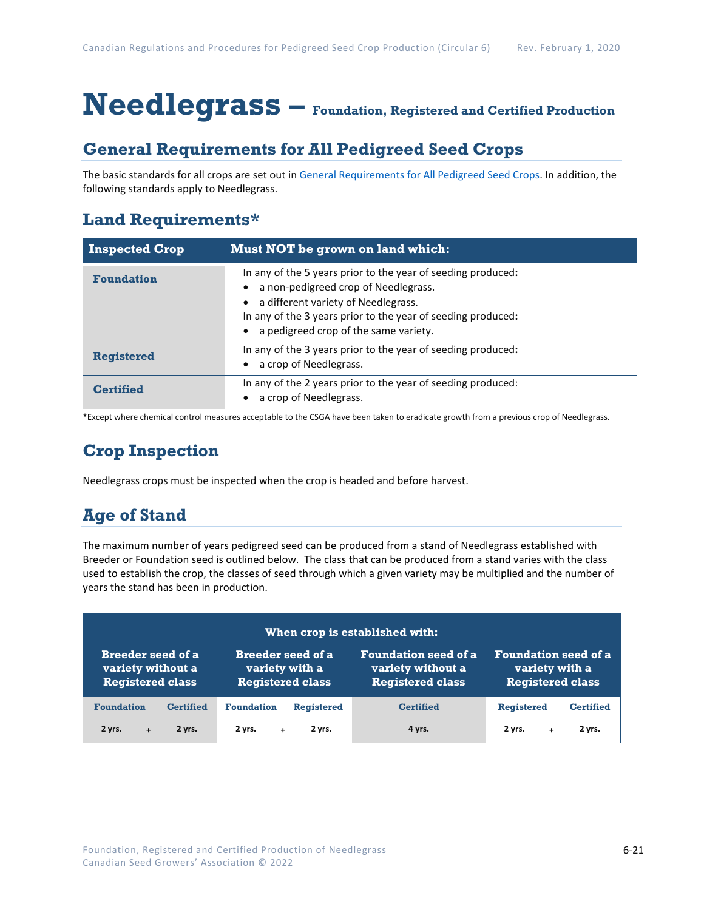# Needlegrass – Foundation, Registered and Certified Production

## General Requirements for All Pedigreed Seed Crops

The basic standards for all crops are set out in General Requirements for All Pedigreed Seed Crops. In addition, the following standards apply to Needlegrass.

## Land Requirements*

| Inspected Crop | Must NOT be grown on land which: |
|---|---|
| **Foundation** | In any of the 5 years prior to the year of seeding produced:<br>• a non-pedigreed crop of Needlegrass.<br>• a different variety of Needlegrass.<br>In any of the 3 years prior to the year of seeding produced:<br>• a pedigreed crop of the same variety. |
| **Registered** | In any of the 3 years prior to the year of seeding produced:<br>• a crop of Needlegrass. |
| **Certified** | In any of the 2 years prior to the year of seeding produced:<br>• a crop of Needlegrass. |

*Except where chemical control measures acceptable to the CSGA have been taken to eradicate growth from a previous crop of Needlegrass.

## Crop Inspection

Needlegrass crops must be inspected when the crop is headed and before harvest.

## Age of Stand

The maximum number of years pedigreed seed can be produced from a stand of Needlegrass established with Breeder or Foundation seed is outlined below. The class that can be produced from a stand varies with the class used to establish the crop, the classes of seed through which a given variety may be multiplied and the number of years the stand has been in production.

| When crop is established with: | | | | | | |
|---|---|---|---|---|---|---|
| **Breeder seed of a variety without a Registered class** | | **Breeder seed of a variety with a Registered class** | | **Foundation seed of a variety without a Registered class** | **Foundation seed of a variety with a Registered class** | |
| Foundation | Certified | Foundation | Registered | Certified | Registered | Certified |
| 2 yrs. + | 2 yrs. | 2 yrs. + | 2 yrs. | 4 yrs. | 2 yrs. + | 2 yrs. |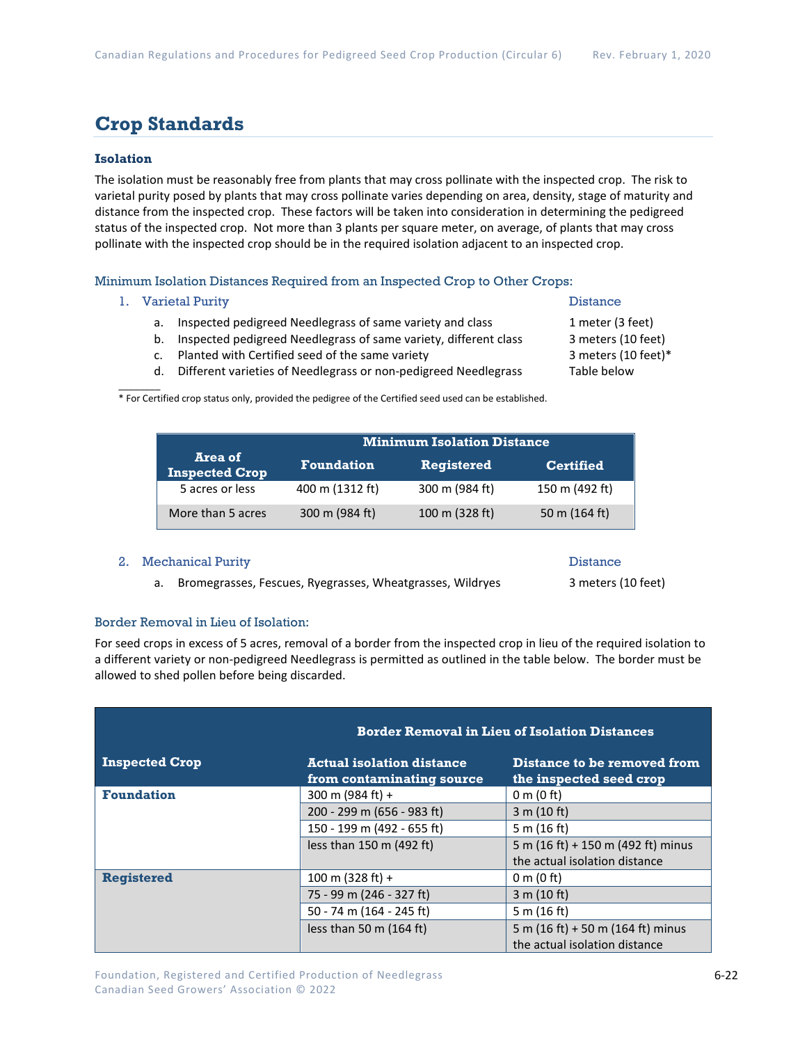## Crop Standards

### Isolation

The isolation must be reasonably free from plants that may cross pollinate with the inspected crop. The risk to varietal purity posed by plants that may cross pollinate varies depending on area, density, stage of maturity and distance from the inspected crop. These factors will be taken into consideration in determining the pedigreed status of the inspected crop. Not more than 3 plants per square meter, on average, of plants that may cross pollinate with the inspected crop should be in the required isolation adjacent to an inspected crop.

#### Minimum Isolation Distances Required from an Inspected Crop to Other Crops:

1. Varietal Purity — Distance
   a. Inspected pedigreed Needlegrass of same variety and class — 1 meter (3 feet)
   b. Inspected pedigreed Needlegrass of same variety, different class — 3 meters (10 feet)
   c. Planted with Certified seed of the same variety — 3 meters (10 feet)*
   d. Different varieties of Needlegrass or non-pedigreed Needlegrass — Table below

\* For Certified crop status only, provided the pedigree of the Certified seed used can be established.

| Area of Inspected Crop | Minimum Isolation Distance | | |
|---|---|---|---|
| | Foundation | Registered | Certified |
| 5 acres or less | 400 m (1312 ft) | 300 m (984 ft) | 150 m (492 ft) |
| More than 5 acres | 300 m (984 ft) | 100 m (328 ft) | 50 m (164 ft) |

2. Mechanical Purity — Distance
   a. Bromegrasses, Fescues, Ryegrasses, Wheatgrasses, Wildryes — 3 meters (10 feet)

#### Border Removal in Lieu of Isolation:

For seed crops in excess of 5 acres, removal of a border from the inspected crop in lieu of the required isolation to a different variety or non-pedigreed Needlegrass is permitted as outlined in the table below. The border must be allowed to shed pollen before being discarded.

| Inspected Crop | Border Removal in Lieu of Isolation Distances | |
|---|---|---|
| | Actual isolation distance from contaminating source | Distance to be removed from the inspected seed crop |
| **Foundation** | 300 m (984 ft) + | 0 m (0 ft) |
| | 200 - 299 m (656 - 983 ft) | 3 m (10 ft) |
| | 150 - 199 m (492 - 655 ft) | 5 m (16 ft) |
| | less than 150 m (492 ft) | 5 m (16 ft) + 150 m (492 ft) minus the actual isolation distance |
| **Registered** | 100 m (328 ft) + | 0 m (0 ft) |
| | 75 - 99 m (246 - 327 ft) | 3 m (10 ft) |
| | 50 - 74 m (164 - 245 ft) | 5 m (16 ft) |
| | less than 50 m (164 ft) | 5 m (16 ft) + 50 m (164 ft) minus the actual isolation distance |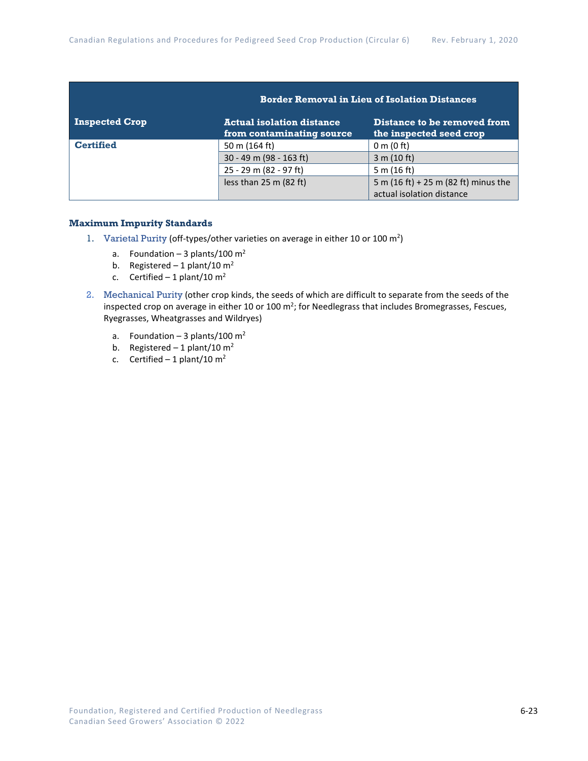| Inspected Crop | Border Removal in Lieu of Isolation Distances | |
|---|---|---|
| | Actual isolation distance from contaminating source | Distance to be removed from the inspected seed crop |
| **Certified** | 50 m (164 ft) | 0 m (0 ft) |
| | 30 - 49 m (98 - 163 ft) | 3 m (10 ft) |
| | 25 - 29 m (82 - 97 ft) | 5 m (16 ft) |
| | less than 25 m (82 ft) | 5 m (16 ft) + 25 m (82 ft) minus the actual isolation distance |

### Maximum Impurity Standards

1. Varietal Purity (off-types/other varieties on average in either 10 or 100 $m^2$)
   a. Foundation – 3 plants/100 $m^2$
   b. Registered – 1 plant/10 $m^2$
   c. Certified – 1 plant/10 $m^2$

2. Mechanical Purity (other crop kinds, the seeds of which are difficult to separate from the seeds of the inspected crop on average in either 10 or 100 $m^2$; for Needlegrass that includes Bromegrasses, Fescues, Ryegrasses, Wheatgrasses and Wildryes)
   a. Foundation – 3 plants/100 $m^2$
   b. Registered – 1 plant/10 $m^2$
   c. Certified – 1 plant/10 $m^2$